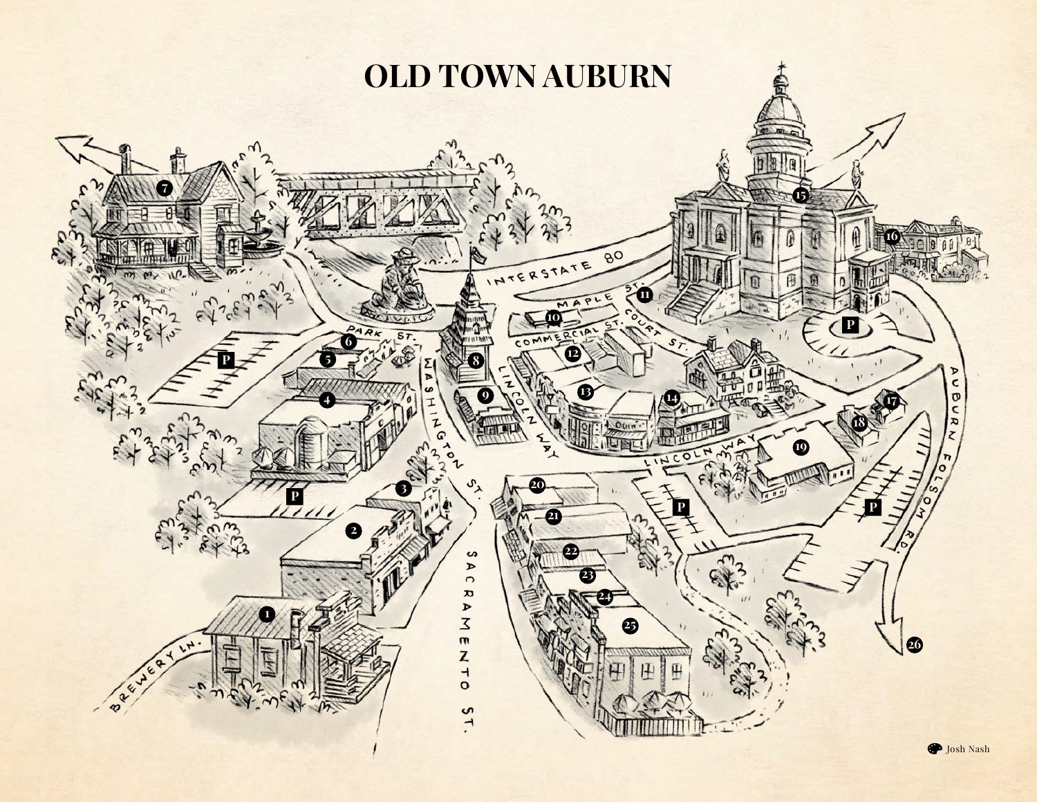# OLD TOWN AUBURN

INTERSTATE 80

PARK ST.

MAPLE ST.

COMMERCIAL ST.

COURT ST.

WASHINGTON ST.

LINCOLN WAY

LINCOLN WAY

AUBURN FOLSOM RD.

SACRAMENTO ST.

BREWERY LN.

P

P

P

P

P

1

2

3

4

5

6

7

8

9

10

11

12

13

14

15

16

17

18

19

20

21

22

23

24

25

26

Josh Nash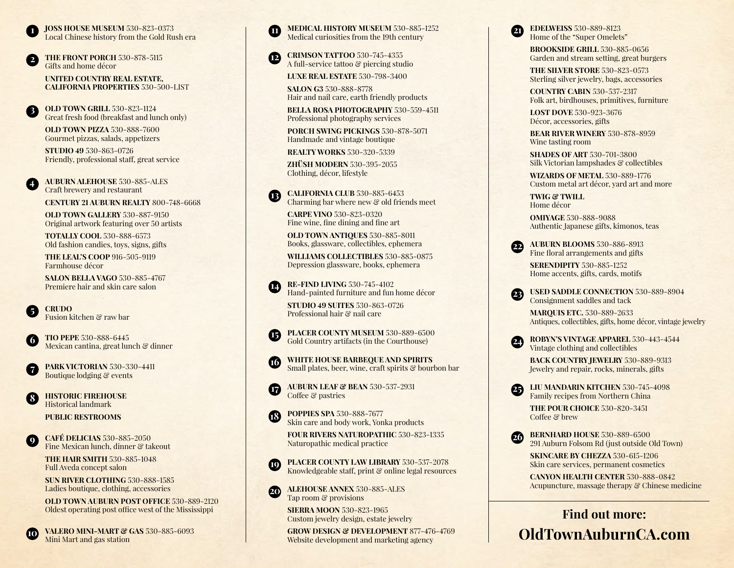**1** **JOSS HOUSE MUSEUM** 530-823-0373
Local Chinese history from the Gold Rush era

**2** **THE FRONT PORCH** 530-878-5115
Gifts and home décor

**UNITED COUNTRY REAL ESTATE, CALIFORNIA PROPERTIES** 530-500-LIST

**3** **OLD TOWN GRILL** 530-823-1124
Great fresh food (breakfast and lunch only)

**OLD TOWN PIZZA** 530-888-7600
Gourmet pizzas, salads, appetizers

**STUDIO 49** 530-863-0726
Friendly, professional staff, great service

**4** **AUBURN ALEHOUSE** 530-885-ALES
Craft brewery and restaurant

**CENTURY 21 AUBURN REALTY** 800-748-6668

**OLD TOWN GALLERY** 530-887-9150
Original artwork featuring over 50 artists

**TOTALLY COOL** 530-888-6573
Old fashion candies, toys, signs, gifts

**THE LEAL'S COOP** 916-505-9119
Farmhouse décor

**SALON BELLA VAGO** 530-885-4767
Premiere hair and skin care salon

**5** **CRUDO**
Fusion kitchen & raw bar

**6** **TIO PEPE** 530-888-6445
Mexican cantina, great lunch & dinner

**7** **PARK VICTORIAN** 530-330-4411
Boutique lodging & events

**8** **HISTORIC FIREHOUSE**
Historical landmark

**PUBLIC RESTROOMS**

**9** **CAFÉ DELICIAS** 530-885-2050
Fine Mexican lunch, dinner & takeout

**THE HAIR SMITH** 530-885-1048
Full Aveda concept salon

**SUN RIVER CLOTHING** 530-888-1585
Ladies boutique, clothing, accessories

**OLD TOWN AUBURN POST OFFICE** 530-889-2120
Oldest operating post office west of the Mississippi

**10** **VALERO MINI-MART & GAS** 530-885-6093
Mini Mart and gas station

**11** **MEDICAL HISTORY MUSEUM** 530-885-1252
Medical curiosities from the 19th century

**12** **CRIMSON TATTOO** 530-745-4355
A full-service tattoo & piercing studio

**LUXE REAL ESTATE** 530-798-3400

**SALON G3** 530-888-8778
Hair and nail care, earth friendly products

**BELLA ROSA PHOTOGRAPHY** 530-559-4511
Professional photography services

**PORCH SWING PICKINGS** 530-878-5071
Handmade and vintage boutique

**REALTY WORKS** 530-320-5339

**ZHÜSH MODERN** 530-395-2055
Clothing, décor, lifestyle

**13** **CALIFORNIA CLUB** 530-885-6453
Charming bar where new & old friends meet

**CARPE VINO** 530-823-0320
Fine wine, fine dining and fine art

**OLD TOWN ANTIQUES** 530-885-8011
Books, glassware, collectibles, ephemera

**WILLIAMS COLLECTIBLES** 530-885-0875
Depression glassware, books, ephemera

**14** **RE-FIND LIVING** 530-745-4102
Hand-painted furniture and fun home décor

**STUDIO 49 SUITES** 530-863-0726
Professional hair & nail care

**15** **PLACER COUNTY MUSEUM** 530-889-6500
Gold Country artifacts (in the Courthouse)

**16** **WHITE HOUSE BARBEQUE AND SPIRITS**
Small plates, beer, wine, craft spirits & bourbon bar

**17** **AUBURN LEAF & BEAN** 530-537-2931
Coffee & pastries

**18** **POPPIES SPA** 530-888-7677
Skin care and body work, Yonka products

**FOUR RIVERS NATUROPATHIC** 530-823-1335
Naturopathic medical practice

**19** **PLACER COUNTY LAW LIBRARY** 530-537-2078
Knowledgeable staff, print & online legal resources

**20** **ALEHOUSE ANNEX** 530-885-ALES
Tap room & provisions

**SIERRA MOON** 530-823-1965
Custom jewelry design, estate jewelry

**GROW DESIGN & DEVELOPMENT** 877-476-4769
Website development and marketing agency

**21** **EDELWEISS** 530-889-8123
Home of the "Super Omelets"

**BROOKSIDE GRILL** 530-885-0656
Garden and stream setting, great burgers

**THE SILVER STORE** 530-823-0573
Sterling silver jewelry, bags, accessories

**COUNTRY CABIN** 530-537-2317
Folk art, birdhouses, primitives, furniture

**LOST DOVE** 530-923-3676
Décor, accessories, gifts

**BEAR RIVER WINERY** 530-878-8959
Wine tasting room

**SHADES OF ART** 530-701-3800
Silk Victorian lampshades & collectibles

**WIZARDS OF METAL** 530-889-1776
Custom metal art décor, yard art and more

**TWIG & TWILL**
Home décor

**OMIYAGE** 530-888-9088
Authentic Japanese gifts, kimonos, teas

**22** **AUBURN BLOOMS** 530-886-8913
Fine floral arrangements and gifts

**SERENDIPITY** 530-885-1252
Home accents, gifts, cards, motifs

**23** **USED SADDLE CONNECTION** 530-889-8904
Consignment saddles and tack

**MARQUIS ETC.** 530-889-2633
Antiques, collectibles, gifts, home décor, vintage jewelry

**24** **ROBYN'S VINTAGE APPAREL** 530-443-4544
Vintage clothing and collectibles

**BACK COUNTRY JEWELRY** 530-889-9313
Jewelry and repair, rocks, minerals, gifts

**25** **LIU MANDARIN KITCHEN** 530-745-4098
Family recipes from Northern China

**THE POUR CHOICE** 530-820-3451
Coffee & brew

**26** **BERNHARD HOUSE** 530-889-6500
291 Auburn Folsom Rd (just outside Old Town)

**SKINCARE BY CHEZZA** 530-615-1206
Skin care services, permanent cosmetics

**CANYON HEALTH CENTER** 530-888-0842
Acupuncture, massage therapy & Chinese medicine

## Find out more:
## OldTownAuburnCA.com